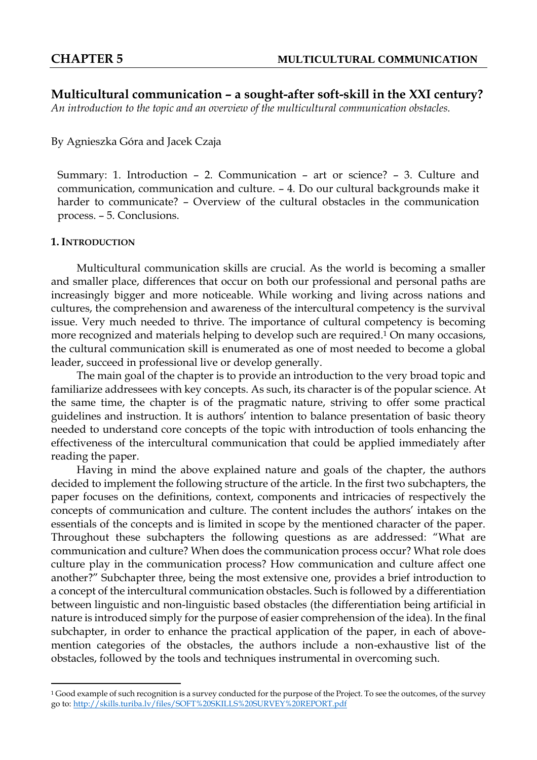# Multicultural communication – a sought-after soft-skill in the XXI century?

*An introduction to the topic and an overview of the multicultural communication obstacles.*

By Agnieszka Góra and Jacek Czaja

Summary: 1. Introduction – 2. Communication – art or science? – 3. Culture and communication, communication and culture. – 4. Do our cultural backgrounds make it harder to communicate? – Overview of the cultural obstacles in the communication process. – 5. Conclusions.

## 1. Introduction

Multicultural communication skills are crucial. As the world is becoming a smaller and smaller place, differences that occur on both our professional and personal paths are increasingly bigger and more noticeable. While working and living across nations and cultures, the comprehension and awareness of the intercultural competency is the survival issue. Very much needed to thrive. The importance of cultural competency is becoming more recognized and materials helping to develop such are required.[1] On many occasions, the cultural communication skill is enumerated as one of most needed to become a global leader, succeed in professional live or develop generally.

The main goal of the chapter is to provide an introduction to the very broad topic and familiarize addressees with key concepts. As such, its character is of the popular science. At the same time, the chapter is of the pragmatic nature, striving to offer some practical guidelines and instruction. It is authors' intention to balance presentation of basic theory needed to understand core concepts of the topic with introduction of tools enhancing the effectiveness of the intercultural communication that could be applied immediately after reading the paper.

Having in mind the above explained nature and goals of the chapter, the authors decided to implement the following structure of the article. In the first two subchapters, the paper focuses on the definitions, context, components and intricacies of respectively the concepts of communication and culture. The content includes the authors' intakes on the essentials of the concepts and is limited in scope by the mentioned character of the paper. Throughout these subchapters the following questions as are addressed: "What are communication and culture? When does the communication process occur? What role does culture play in the communication process? How communication and culture affect one another?" Subchapter three, being the most extensive one, provides a brief introduction to a concept of the intercultural communication obstacles. Such is followed by a differentiation between linguistic and non-linguistic based obstacles (the differentiation being artificial in nature is introduced simply for the purpose of easier comprehension of the idea). In the final subchapter, in order to enhance the practical application of the paper, in each of above-mention categories of the obstacles, the authors include a non-exhaustive list of the obstacles, followed by the tools and techniques instrumental in overcoming such.

[1] Good example of such recognition is a survey conducted for the purpose of the Project. To see the outcomes, of the survey go to: http://skills.turiba.lv/files/SOFT%20SKILLS%20SURVEY%20REPORT.pdf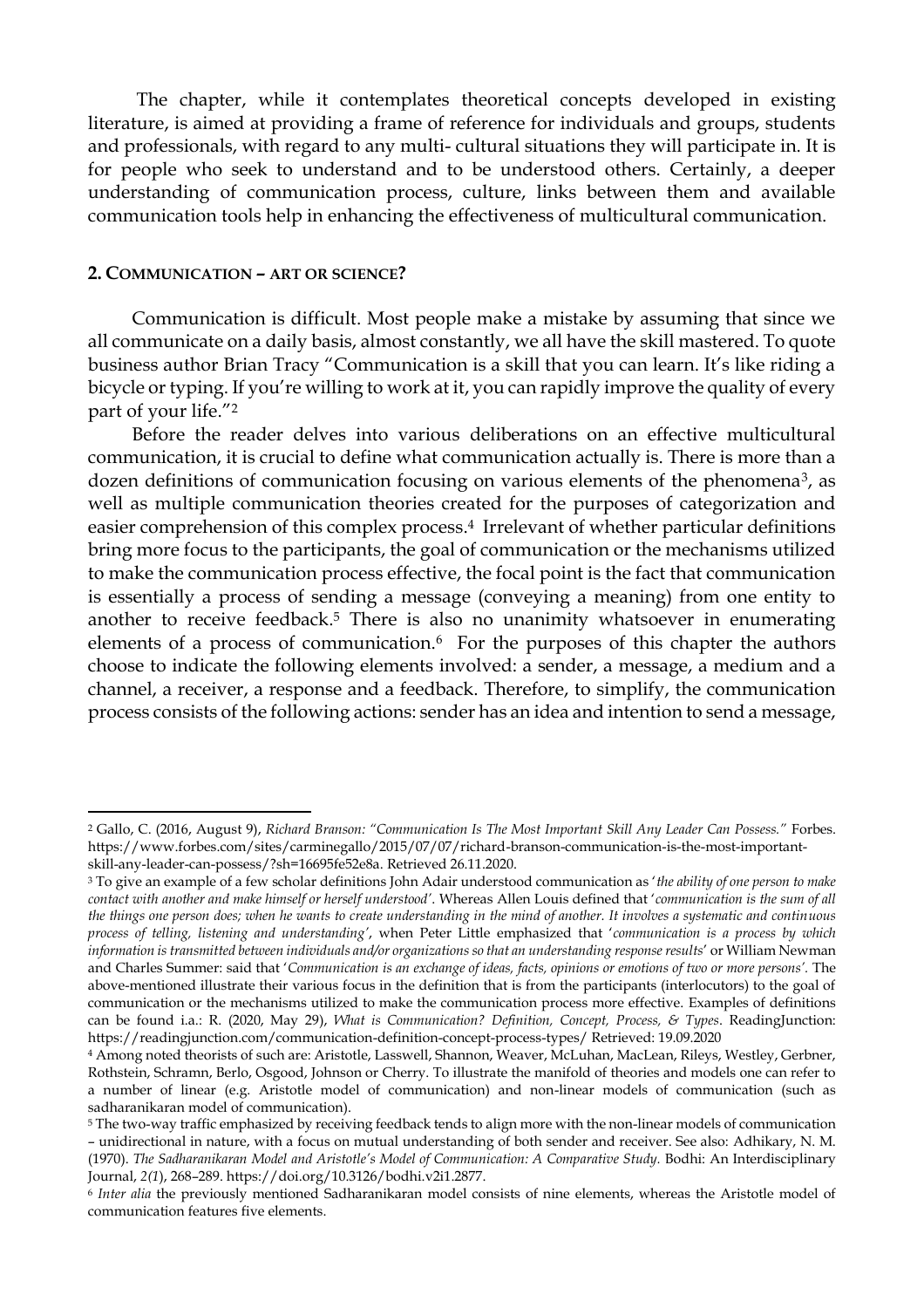The chapter, while it contemplates theoretical concepts developed in existing literature, is aimed at providing a frame of reference for individuals and groups, students and professionals, with regard to any multi- cultural situations they will participate in. It is for people who seek to understand and to be understood others. Certainly, a deeper understanding of communication process, culture, links between them and available communication tools help in enhancing the effectiveness of multicultural communication.

## 2. COMMUNICATION – ART OR SCIENCE?

Communication is difficult. Most people make a mistake by assuming that since we all communicate on a daily basis, almost constantly, we all have the skill mastered. To quote business author Brian Tracy "Communication is a skill that you can learn. It's like riding a bicycle or typing. If you're willing to work at it, you can rapidly improve the quality of every part of your life."[2]

Before the reader delves into various deliberations on an effective multicultural communication, it is crucial to define what communication actually is. There is more than a dozen definitions of communication focusing on various elements of the phenomena[3], as well as multiple communication theories created for the purposes of categorization and easier comprehension of this complex process.[4] Irrelevant of whether particular definitions bring more focus to the participants, the goal of communication or the mechanisms utilized to make the communication process effective, the focal point is the fact that communication is essentially a process of sending a message (conveying a meaning) from one entity to another to receive feedback.[5] There is also no unanimity whatsoever in enumerating elements of a process of communication.[6] For the purposes of this chapter the authors choose to indicate the following elements involved: a sender, a message, a medium and a channel, a receiver, a response and a feedback. Therefore, to simplify, the communication process consists of the following actions: sender has an idea and intention to send a message,

---

[2] Gallo, C. (2016, August 9), *Richard Branson: "Communication Is The Most Important Skill Any Leader Can Possess."* Forbes. https://www.forbes.com/sites/carminegallo/2015/07/07/richard-branson-communication-is-the-most-important-skill-any-leader-can-possess/?sh=16695fe52e8a. Retrieved 26.11.2020.

[3] To give an example of a few scholar definitions John Adair understood communication as '*the ability of one person to make contact with another and make himself or herself understood*'. Whereas Allen Louis defined that '*communication is the sum of all the things one person does; when he wants to create understanding in the mind of another. It involves a systematic and continuous process of telling, listening and understanding*', when Peter Little emphasized that '*communication is a process by which information is transmitted between individuals and/or organizations so that an understanding response results*' or William Newman and Charles Summer: said that '*Communication is an exchange of ideas, facts, opinions or emotions of two or more persons*'. The above-mentioned illustrate their various focus in the definition that is from the participants (interlocutors) to the goal of communication or the mechanisms utilized to make the communication process more effective. Examples of definitions can be found i.a.: R. (2020, May 29), *What is Communication? Definition, Concept, Process, & Types*. ReadingJunction: https://readingjunction.com/communication-definition-concept-process-types/ Retrieved: 19.09.2020

[4] Among noted theorists of such are: Aristotle, Lasswell, Shannon, Weaver, McLuhan, MacLean, Rileys, Westley, Gerbner, Rothstein, Schramn, Berlo, Osgood, Johnson or Cherry. To illustrate the manifold of theories and models one can refer to a number of linear (e.g. Aristotle model of communication) and non-linear models of communication (such as sadharanikaran model of communication).

[5] The two-way traffic emphasized by receiving feedback tends to align more with the non-linear models of communication – unidirectional in nature, with a focus on mutual understanding of both sender and receiver. See also: Adhikary, N. M. (1970). *The Sadharanikaran Model and Aristotle's Model of Communication: A Comparative Study.* Bodhi: An Interdisciplinary Journal, *2(1*), 268–289. https://doi.org/10.3126/bodhi.v2i1.2877.

[6] *Inter alia* the previously mentioned Sadharanikaran model consists of nine elements, whereas the Aristotle model of communication features five elements.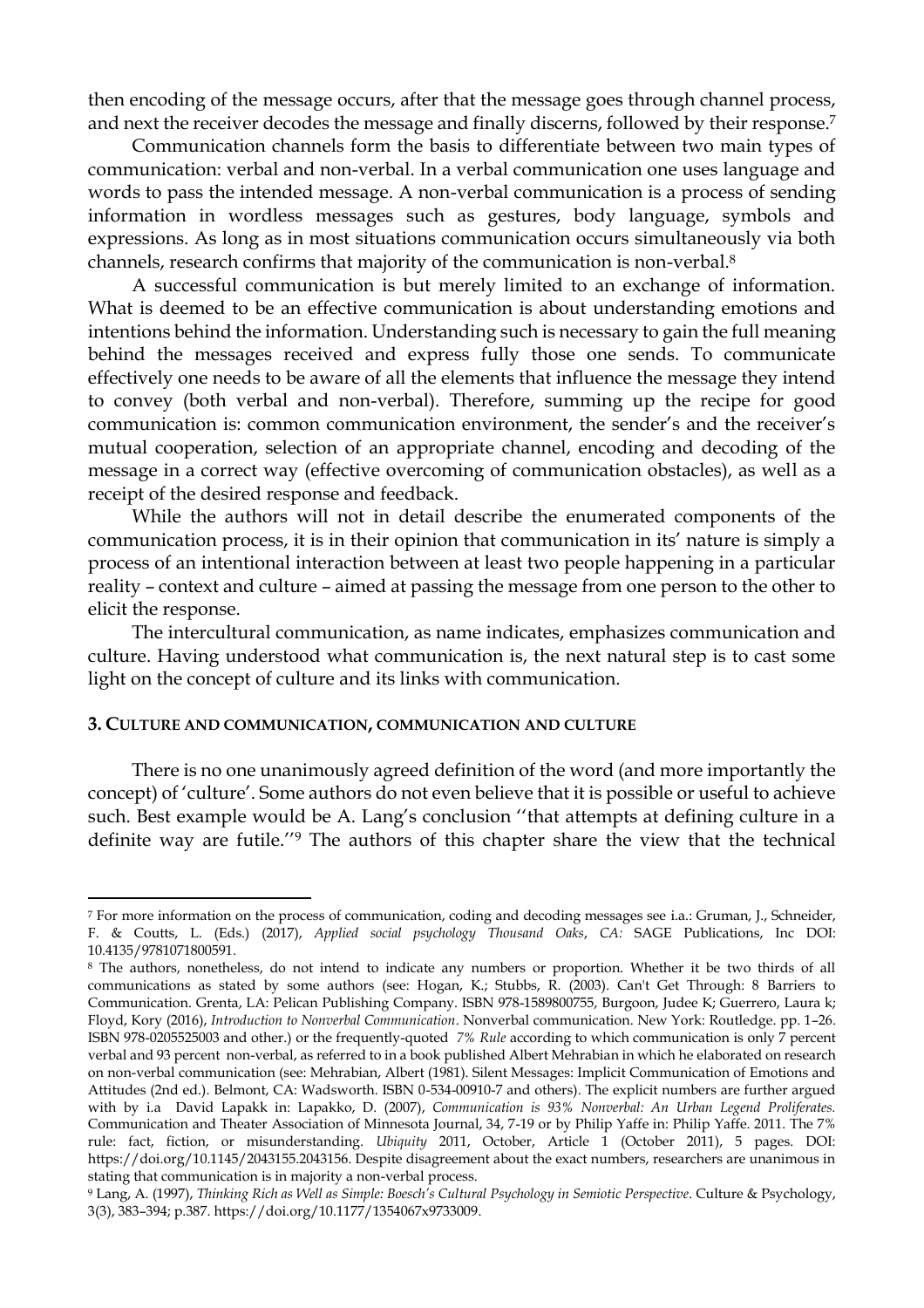then encoding of the message occurs, after that the message goes through channel process, and next the receiver decodes the message and finally discerns, followed by their response.[7]

Communication channels form the basis to differentiate between two main types of communication: verbal and non-verbal. In a verbal communication one uses language and words to pass the intended message. A non-verbal communication is a process of sending information in wordless messages such as gestures, body language, symbols and expressions. As long as in most situations communication occurs simultaneously via both channels, research confirms that majority of the communication is non-verbal.[8]

A successful communication is but merely limited to an exchange of information. What is deemed to be an effective communication is about understanding emotions and intentions behind the information. Understanding such is necessary to gain the full meaning behind the messages received and express fully those one sends. To communicate effectively one needs to be aware of all the elements that influence the message they intend to convey (both verbal and non-verbal). Therefore, summing up the recipe for good communication is: common communication environment, the sender's and the receiver's mutual cooperation, selection of an appropriate channel, encoding and decoding of the message in a correct way (effective overcoming of communication obstacles), as well as a receipt of the desired response and feedback.

While the authors will not in detail describe the enumerated components of the communication process, it is in their opinion that communication in its' nature is simply a process of an intentional interaction between at least two people happening in a particular reality – context and culture – aimed at passing the message from one person to the other to elicit the response.

The intercultural communication, as name indicates, emphasizes communication and culture. Having understood what communication is, the next natural step is to cast some light on the concept of culture and its links with communication.

### 3. Culture and communication, communication and culture

There is no one unanimously agreed definition of the word (and more importantly the concept) of 'culture'. Some authors do not even believe that it is possible or useful to achieve such. Best example would be A. Lang's conclusion ''that attempts at defining culture in a definite way are futile.''[9] The authors of this chapter share the view that the technical

---

[7] For more information on the process of communication, coding and decoding messages see i.a.: Gruman, J., Schneider, F. & Coutts, L. (Eds.) (2017), *Applied social psychology Thousand Oaks*, *CA:* SAGE Publications, Inc DOI: 10.4135/9781071800591.

[8] The authors, nonetheless, do not intend to indicate any numbers or proportion. Whether it be two thirds of all communications as stated by some authors (see: Hogan, K.; Stubbs, R. (2003). Can't Get Through: 8 Barriers to Communication. Grenta, LA: Pelican Publishing Company. ISBN 978-1589800755, Burgoon, Judee K; Guerrero, Laura k; Floyd, Kory (2016), *Introduction to Nonverbal Communication*. Nonverbal communication. New York: Routledge. pp. 1–26. ISBN 978-0205525003 and other.) or the frequently-quoted *7% Rule* according to which communication is only 7 percent verbal and 93 percent non-verbal, as referred to in a book published Albert Mehrabian in which he elaborated on research on non-verbal communication (see: Mehrabian, Albert (1981). Silent Messages: Implicit Communication of Emotions and Attitudes (2nd ed.). Belmont, CA: Wadsworth. ISBN 0-534-00910-7 and others). The explicit numbers are further argued with by i.a David Lapakk in: Lapakko, D. (2007), *Communication is 93% Nonverbal: An Urban Legend Proliferates.* Communication and Theater Association of Minnesota Journal, 34, 7-19 or by Philip Yaffe in: Philip Yaffe. 2011. The 7% rule: fact, fiction, or misunderstanding. *Ubiquity* 2011, October, Article 1 (October 2011), 5 pages. DOI: https://doi.org/10.1145/2043155.2043156. Despite disagreement about the exact numbers, researchers are unanimous in stating that communication is in majority a non-verbal process.

[9] Lang, A. (1997), *Thinking Rich as Well as Simple: Boesch's Cultural Psychology in Semiotic Perspective*. Culture & Psychology, 3(3), 383–394; p.387. https://doi.org/10.1177/1354067x9733009.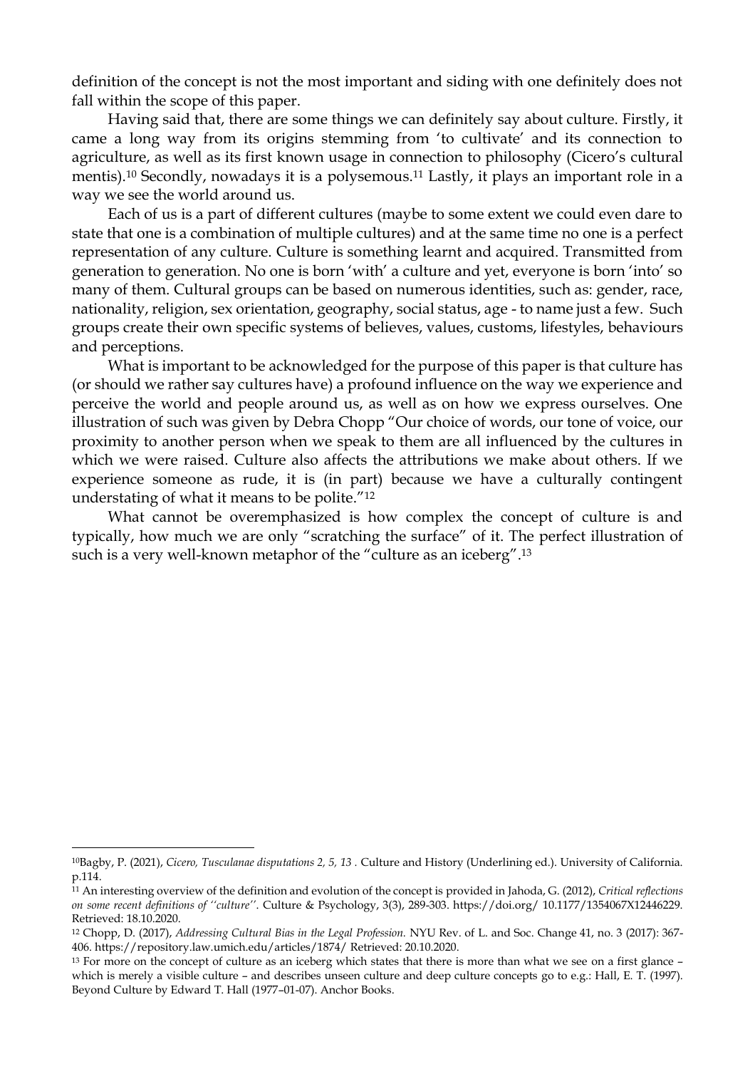definition of the concept is not the most important and siding with one definitely does not fall within the scope of this paper.

Having said that, there are some things we can definitely say about culture. Firstly, it came a long way from its origins stemming from 'to cultivate' and its connection to agriculture, as well as its first known usage in connection to philosophy (Cicero's cultural mentis).[10] Secondly, nowadays it is a polysemous.[11] Lastly, it plays an important role in a way we see the world around us.

Each of us is a part of different cultures (maybe to some extent we could even dare to state that one is a combination of multiple cultures) and at the same time no one is a perfect representation of any culture. Culture is something learnt and acquired. Transmitted from generation to generation. No one is born 'with' a culture and yet, everyone is born 'into' so many of them. Cultural groups can be based on numerous identities, such as: gender, race, nationality, religion, sex orientation, geography, social status, age - to name just a few. Such groups create their own specific systems of believes, values, customs, lifestyles, behaviours and perceptions.

What is important to be acknowledged for the purpose of this paper is that culture has (or should we rather say cultures have) a profound influence on the way we experience and perceive the world and people around us, as well as on how we express ourselves. One illustration of such was given by Debra Chopp "Our choice of words, our tone of voice, our proximity to another person when we speak to them are all influenced by the cultures in which we were raised. Culture also affects the attributions we make about others. If we experience someone as rude, it is (in part) because we have a culturally contingent understating of what it means to be polite."[12]

What cannot be overemphasized is how complex the concept of culture is and typically, how much we are only "scratching the surface" of it. The perfect illustration of such is a very well-known metaphor of the "culture as an iceberg".[13]

---

[10] Bagby, P. (2021), *Cicero, Tusculanae disputations 2, 5, 13* . Culture and History (Underlining ed.). University of California. p.114.

[11] An interesting overview of the definition and evolution of the concept is provided in Jahoda, G. (2012), *Critical reflections on some recent definitions of ''culture''*. Culture & Psychology, 3(3), 289-303. https://doi.org/ 10.1177/1354067X12446229. Retrieved: 18.10.2020.

[12] Chopp, D. (2017), *Addressing Cultural Bias in the Legal Profession.* NYU Rev. of L. and Soc. Change 41, no. 3 (2017): 367-406. https://repository.law.umich.edu/articles/1874/ Retrieved: 20.10.2020.

[13] For more on the concept of culture as an iceberg which states that there is more than what we see on a first glance – which is merely a visible culture – and describes unseen culture and deep culture concepts go to e.g.: Hall, E. T. (1997). Beyond Culture by Edward T. Hall (1977–01-07). Anchor Books.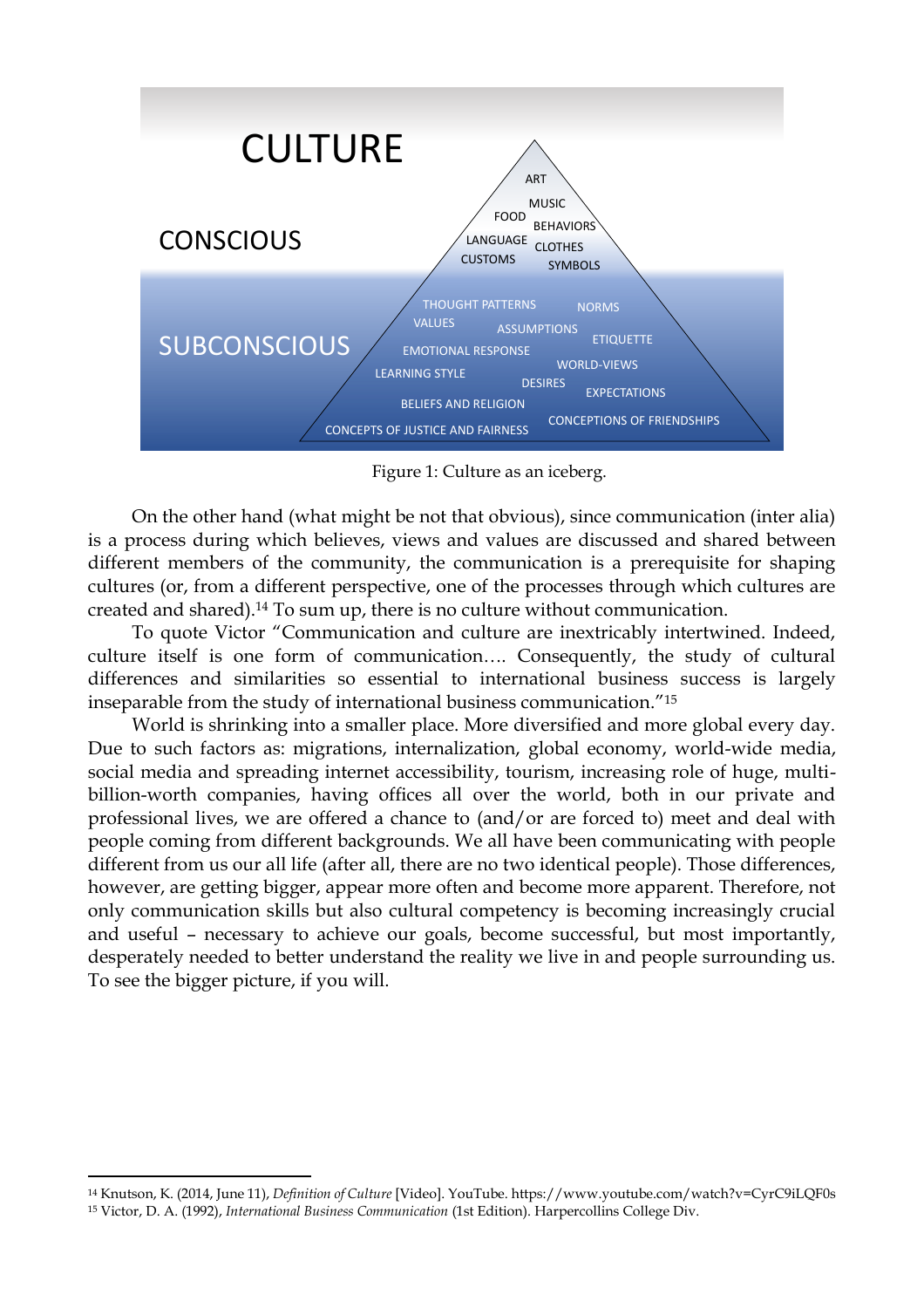Figure 1: Culture as an iceberg.

On the other hand (what might be not that obvious), since communication (inter alia) is a process during which believes, views and values are discussed and shared between different members of the community, the communication is a prerequisite for shaping cultures (or, from a different perspective, one of the processes through which cultures are created and shared).[14] To sum up, there is no culture without communication.

To quote Victor "Communication and culture are inextricably intertwined. Indeed, culture itself is one form of communication…. Consequently, the study of cultural differences and similarities so essential to international business success is largely inseparable from the study of international business communication."[15]

World is shrinking into a smaller place. More diversified and more global every day. Due to such factors as: migrations, internalization, global economy, world-wide media, social media and spreading internet accessibility, tourism, increasing role of huge, multi-billion-worth companies, having offices all over the world, both in our private and professional lives, we are offered a chance to (and/or are forced to) meet and deal with people coming from different backgrounds. We all have been communicating with people different from us our all life (after all, there are no two identical people). Those differences, however, are getting bigger, appear more often and become more apparent. Therefore, not only communication skills but also cultural competency is becoming increasingly crucial and useful – necessary to achieve our goals, become successful, but most importantly, desperately needed to better understand the reality we live in and people surrounding us. To see the bigger picture, if you will.

---

[14] Knutson, K. (2014, June 11), *Definition of Culture* [Video]. YouTube. https://www.youtube.com/watch?v=CyrC9iLQF0s

[15] Victor, D. A. (1992), *International Business Communication* (1st Edition). Harpercollins College Div.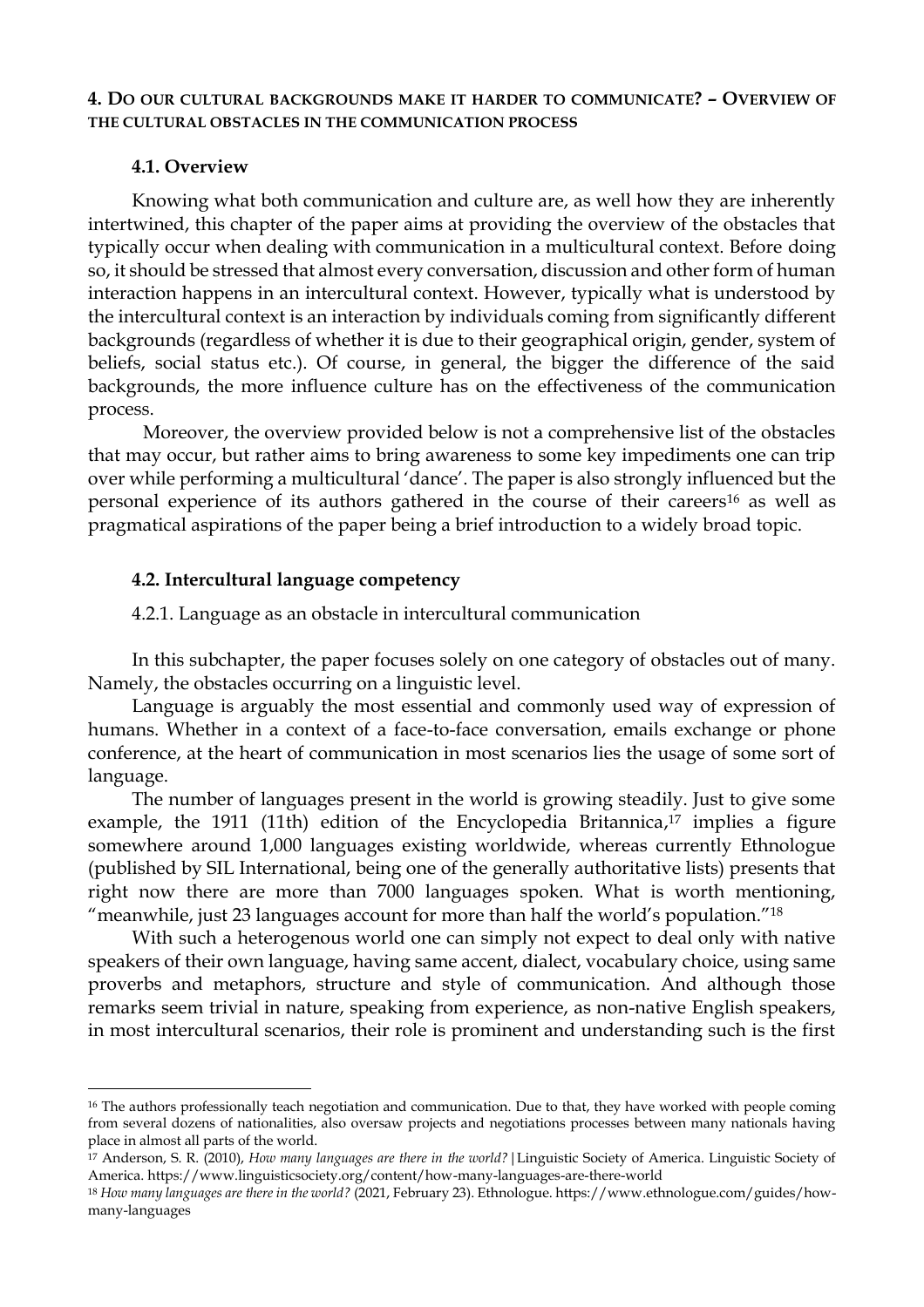## 4. Do our cultural backgrounds make it harder to communicate? – Overview of the cultural obstacles in the communication process

### 4.1. Overview

Knowing what both communication and culture are, as well how they are inherently intertwined, this chapter of the paper aims at providing the overview of the obstacles that typically occur when dealing with communication in a multicultural context. Before doing so, it should be stressed that almost every conversation, discussion and other form of human interaction happens in an intercultural context. However, typically what is understood by the intercultural context is an interaction by individuals coming from significantly different backgrounds (regardless of whether it is due to their geographical origin, gender, system of beliefs, social status etc.). Of course, in general, the bigger the difference of the said backgrounds, the more influence culture has on the effectiveness of the communication process.

Moreover, the overview provided below is not a comprehensive list of the obstacles that may occur, but rather aims to bring awareness to some key impediments one can trip over while performing a multicultural 'dance'. The paper is also strongly influenced but the personal experience of its authors gathered in the course of their careers[16] as well as pragmatical aspirations of the paper being a brief introduction to a widely broad topic.

### 4.2. Intercultural language competency

4.2.1. Language as an obstacle in intercultural communication

In this subchapter, the paper focuses solely on one category of obstacles out of many. Namely, the obstacles occurring on a linguistic level.

Language is arguably the most essential and commonly used way of expression of humans. Whether in a context of a face-to-face conversation, emails exchange or phone conference, at the heart of communication in most scenarios lies the usage of some sort of language.

The number of languages present in the world is growing steadily. Just to give some example, the 1911 (11th) edition of the Encyclopedia Britannica,[17] implies a figure somewhere around 1,000 languages existing worldwide, whereas currently Ethnologue (published by SIL International, being one of the generally authoritative lists) presents that right now there are more than 7000 languages spoken. What is worth mentioning, "meanwhile, just 23 languages account for more than half the world's population."[18]

With such a heterogenous world one can simply not expect to deal only with native speakers of their own language, having same accent, dialect, vocabulary choice, using same proverbs and metaphors, structure and style of communication. And although those remarks seem trivial in nature, speaking from experience, as non-native English speakers, in most intercultural scenarios, their role is prominent and understanding such is the first

---

[16] The authors professionally teach negotiation and communication. Due to that, they have worked with people coming from several dozens of nationalities, also oversaw projects and negotiations processes between many nationals having place in almost all parts of the world.

[17] Anderson, S. R. (2010), *How many languages are there in the world?* |Linguistic Society of America. Linguistic Society of America. https://www.linguisticsociety.org/content/how-many-languages-are-there-world

[18] *How many languages are there in the world?* (2021, February 23). Ethnologue. https://www.ethnologue.com/guides/how-many-languages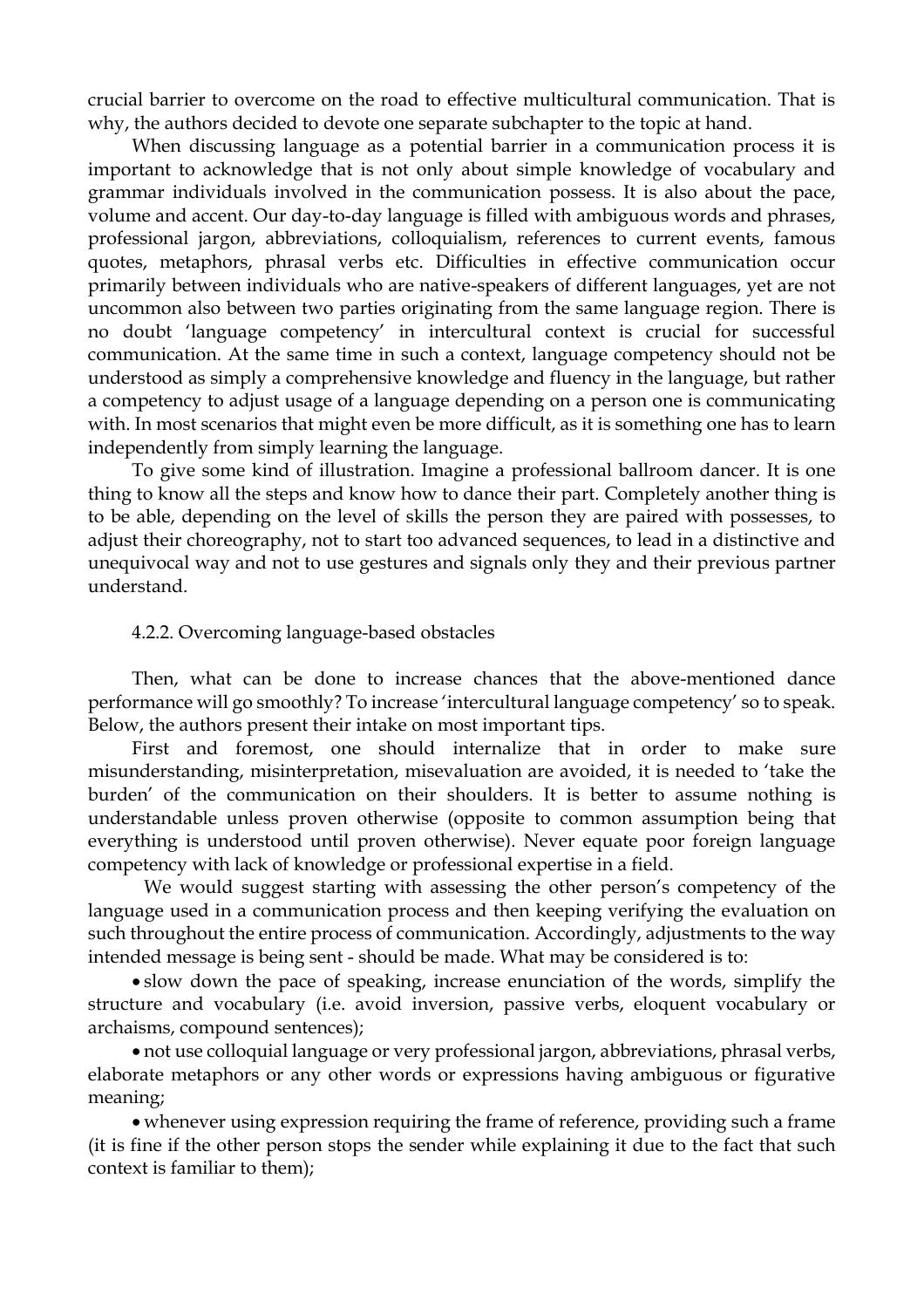crucial barrier to overcome on the road to effective multicultural communication. That is why, the authors decided to devote one separate subchapter to the topic at hand.

When discussing language as a potential barrier in a communication process it is important to acknowledge that is not only about simple knowledge of vocabulary and grammar individuals involved in the communication possess. It is also about the pace, volume and accent. Our day-to-day language is filled with ambiguous words and phrases, professional jargon, abbreviations, colloquialism, references to current events, famous quotes, metaphors, phrasal verbs etc. Difficulties in effective communication occur primarily between individuals who are native-speakers of different languages, yet are not uncommon also between two parties originating from the same language region. There is no doubt 'language competency' in intercultural context is crucial for successful communication. At the same time in such a context, language competency should not be understood as simply a comprehensive knowledge and fluency in the language, but rather a competency to adjust usage of a language depending on a person one is communicating with. In most scenarios that might even be more difficult, as it is something one has to learn independently from simply learning the language.

To give some kind of illustration. Imagine a professional ballroom dancer. It is one thing to know all the steps and know how to dance their part. Completely another thing is to be able, depending on the level of skills the person they are paired with possesses, to adjust their choreography, not to start too advanced sequences, to lead in a distinctive and unequivocal way and not to use gestures and signals only they and their previous partner understand.

### 4.2.2. Overcoming language-based obstacles

Then, what can be done to increase chances that the above-mentioned dance performance will go smoothly? To increase 'intercultural language competency' so to speak. Below, the authors present their intake on most important tips.

First and foremost, one should internalize that in order to make sure misunderstanding, misinterpretation, misevaluation are avoided, it is needed to 'take the burden' of the communication on their shoulders. It is better to assume nothing is understandable unless proven otherwise (opposite to common assumption being that everything is understood until proven otherwise). Never equate poor foreign language competency with lack of knowledge or professional expertise in a field.

We would suggest starting with assessing the other person's competency of the language used in a communication process and then keeping verifying the evaluation on such throughout the entire process of communication. Accordingly, adjustments to the way intended message is being sent - should be made. What may be considered is to:

- slow down the pace of speaking, increase enunciation of the words, simplify the structure and vocabulary (i.e. avoid inversion, passive verbs, eloquent vocabulary or archaisms, compound sentences);
- not use colloquial language or very professional jargon, abbreviations, phrasal verbs, elaborate metaphors or any other words or expressions having ambiguous or figurative meaning;
- whenever using expression requiring the frame of reference, providing such a frame (it is fine if the other person stops the sender while explaining it due to the fact that such context is familiar to them);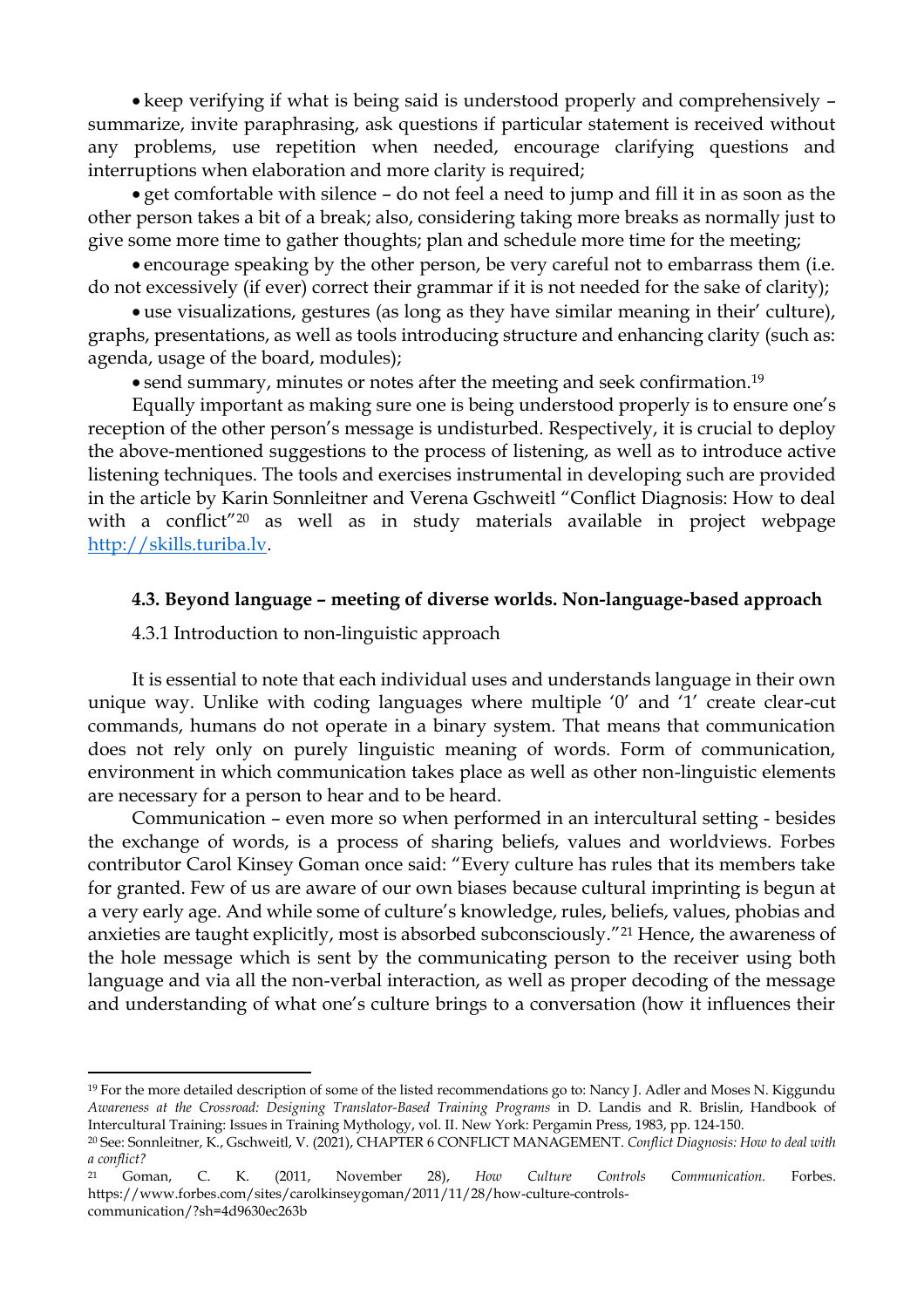- keep verifying if what is being said is understood properly and comprehensively – summarize, invite paraphrasing, ask questions if particular statement is received without any problems, use repetition when needed, encourage clarifying questions and interruptions when elaboration and more clarity is required;
- get comfortable with silence – do not feel a need to jump and fill it in as soon as the other person takes a bit of a break; also, considering taking more breaks as normally just to give some more time to gather thoughts; plan and schedule more time for the meeting;
- encourage speaking by the other person, be very careful not to embarrass them (i.e. do not excessively (if ever) correct their grammar if it is not needed for the sake of clarity);
- use visualizations, gestures (as long as they have similar meaning in their' culture), graphs, presentations, as well as tools introducing structure and enhancing clarity (such as: agenda, usage of the board, modules);
- send summary, minutes or notes after the meeting and seek confirmation.[19]

Equally important as making sure one is being understood properly is to ensure one's reception of the other person's message is undisturbed. Respectively, it is crucial to deploy the above-mentioned suggestions to the process of listening, as well as to introduce active listening techniques. The tools and exercises instrumental in developing such are provided in the article by Karin Sonnleitner and Verena Gschweitl "Conflict Diagnosis: How to deal with a conflict"[20] as well as in study materials available in project webpage [http://skills.turiba.lv](http://skills.turiba.lv).

### 4.3. Beyond language – meeting of diverse worlds. Non-language-based approach

#### 4.3.1 Introduction to non-linguistic approach

It is essential to note that each individual uses and understands language in their own unique way. Unlike with coding languages where multiple '0' and '1' create clear-cut commands, humans do not operate in a binary system. That means that communication does not rely only on purely linguistic meaning of words. Form of communication, environment in which communication takes place as well as other non-linguistic elements are necessary for a person to hear and to be heard.

Communication – even more so when performed in an intercultural setting - besides the exchange of words, is a process of sharing beliefs, values and worldviews. Forbes contributor Carol Kinsey Goman once said: "Every culture has rules that its members take for granted. Few of us are aware of our own biases because cultural imprinting is begun at a very early age. And while some of culture's knowledge, rules, beliefs, values, phobias and anxieties are taught explicitly, most is absorbed subconsciously."[21] Hence, the awareness of the hole message which is sent by the communicating person to the receiver using both language and via all the non-verbal interaction, as well as proper decoding of the message and understanding of what one's culture brings to a conversation (how it influences their

---

[19] For the more detailed description of some of the listed recommendations go to: Nancy J. Adler and Moses N. Kiggundu *Awareness at the Crossroad: Designing Translator-Based Training Programs* in D. Landis and R. Brislin, Handbook of Intercultural Training: Issues in Training Mythology, vol. II. New York: Pergamin Press, 1983, pp. 124-150.

[20] See: Sonnleitner, K., Gschweitl, V. (2021), CHAPTER 6 CONFLICT MANAGEMENT. *Conflict Diagnosis: How to deal with a conflict?*

[21] Goman, C. K. (2011, November 28), *How Culture Controls Communication.* Forbes. https://www.forbes.com/sites/carolkinseygoman/2011/11/28/how-culture-controls-communication/?sh=4d9630ec263b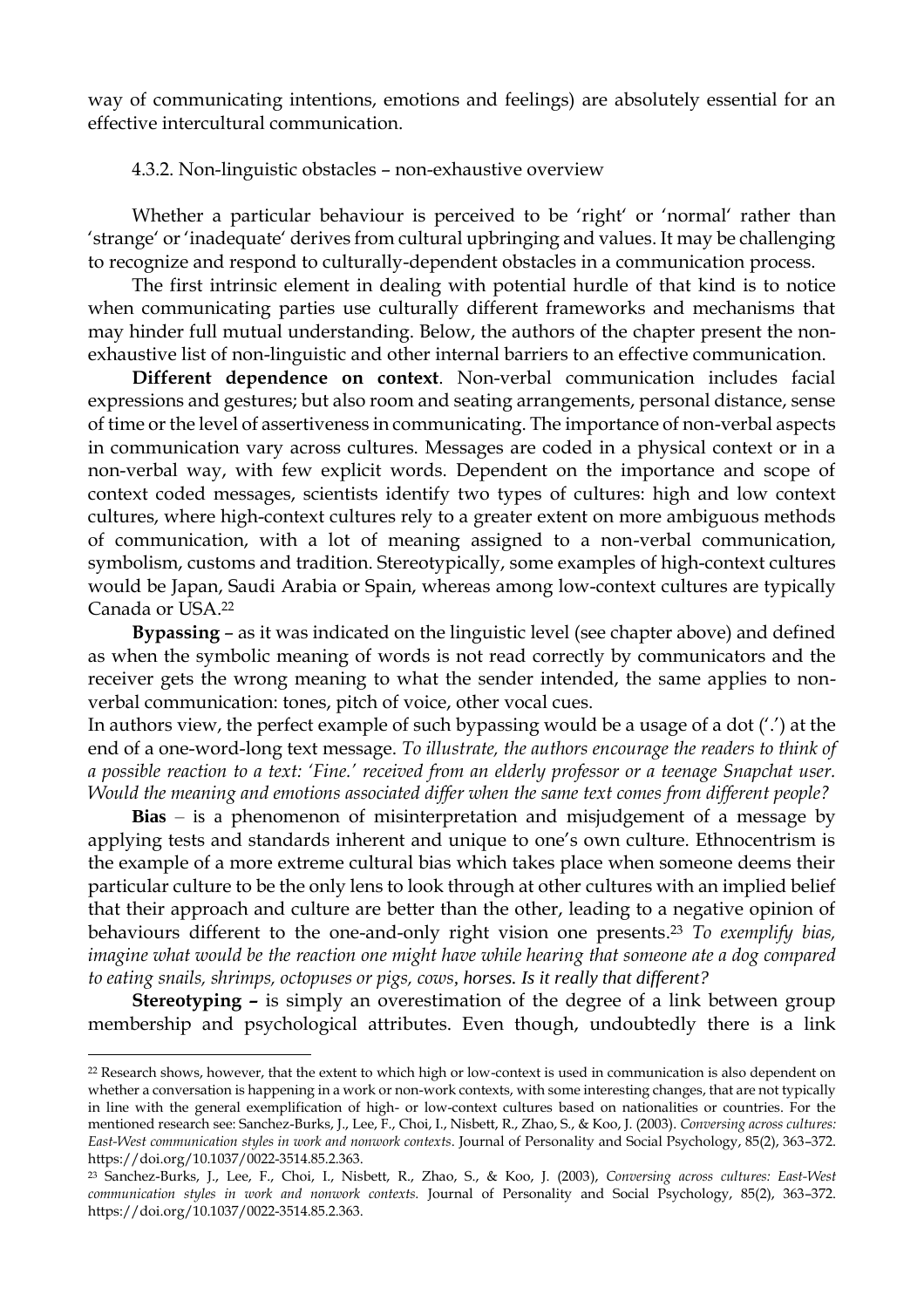way of communicating intentions, emotions and feelings) are absolutely essential for an effective intercultural communication.

### 4.3.2. Non-linguistic obstacles – non-exhaustive overview

Whether a particular behaviour is perceived to be 'right' or 'normal' rather than 'strange' or 'inadequate' derives from cultural upbringing and values. It may be challenging to recognize and respond to culturally-dependent obstacles in a communication process.

The first intrinsic element in dealing with potential hurdle of that kind is to notice when communicating parties use culturally different frameworks and mechanisms that may hinder full mutual understanding. Below, the authors of the chapter present the non-exhaustive list of non-linguistic and other internal barriers to an effective communication.

**Different dependence on context**. Non-verbal communication includes facial expressions and gestures; but also room and seating arrangements, personal distance, sense of time or the level of assertiveness in communicating. The importance of non-verbal aspects in communication vary across cultures. Messages are coded in a physical context or in a non-verbal way, with few explicit words. Dependent on the importance and scope of context coded messages, scientists identify two types of cultures: high and low context cultures, where high-context cultures rely to a greater extent on more ambiguous methods of communication, with a lot of meaning assigned to a non-verbal communication, symbolism, customs and tradition. Stereotypically, some examples of high-context cultures would be Japan, Saudi Arabia or Spain, whereas among low-context cultures are typically Canada or USA.[22]

**Bypassing** – as it was indicated on the linguistic level (see chapter above) and defined as when the symbolic meaning of words is not read correctly by communicators and the receiver gets the wrong meaning to what the sender intended, the same applies to non-verbal communication: tones, pitch of voice, other vocal cues.

In authors view, the perfect example of such bypassing would be a usage of a dot ('.') at the end of a one-word-long text message. *To illustrate, the authors encourage the readers to think of a possible reaction to a text: 'Fine.' received from an elderly professor or a teenage Snapchat user. Would the meaning and emotions associated differ when the same text comes from different people?*

**Bias** – is a phenomenon of misinterpretation and misjudgement of a message by applying tests and standards inherent and unique to one's own culture. Ethnocentrism is the example of a more extreme cultural bias which takes place when someone deems their particular culture to be the only lens to look through at other cultures with an implied belief that their approach and culture are better than the other, leading to a negative opinion of behaviours different to the one-and-only right vision one presents.[23] *To exemplify bias, imagine what would be the reaction one might have while hearing that someone ate a dog compared to eating snails, shrimps, octopuses or pigs, cows, horses. Is it really that different?*

**Stereotyping –** is simply an overestimation of the degree of a link between group membership and psychological attributes. Even though, undoubtedly there is a link

---

[22] Research shows, however, that the extent to which high or low-context is used in communication is also dependent on whether a conversation is happening in a work or non-work contexts, with some interesting changes, that are not typically in line with the general exemplification of high- or low-context cultures based on nationalities or countries. For the mentioned research see: Sanchez-Burks, J., Lee, F., Choi, I., Nisbett, R., Zhao, S., & Koo, J. (2003). *Conversing across cultures: East-West communication styles in work and nonwork contexts*. Journal of Personality and Social Psychology, 85(2), 363–372. https://doi.org/10.1037/0022-3514.85.2.363.

[23] Sanchez-Burks, J., Lee, F., Choi, I., Nisbett, R., Zhao, S., & Koo, J. (2003), *Conversing across cultures: East-West communication styles in work and nonwork contexts*. Journal of Personality and Social Psychology, 85(2), 363–372. https://doi.org/10.1037/0022-3514.85.2.363.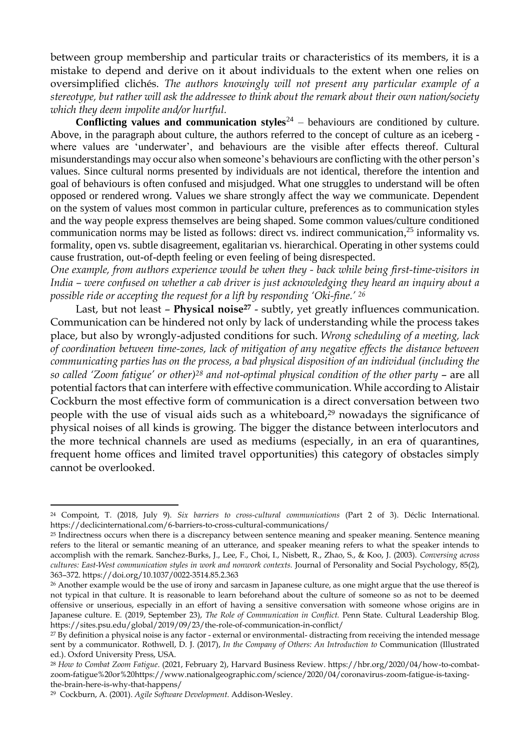between group membership and particular traits or characteristics of its members, it is a mistake to depend and derive on it about individuals to the extent when one relies on oversimplified clichés. *The authors knowingly will not present any particular example of a stereotype, but rather will ask the addressee to think about the remark about their own nation/society which they deem impolite and/or hurtful.*

**Conflicting values and communication styles**[24] – behaviours are conditioned by culture. Above, in the paragraph about culture, the authors referred to the concept of culture as an iceberg - where values are 'underwater', and behaviours are the visible after effects thereof. Cultural misunderstandings may occur also when someone's behaviours are conflicting with the other person's values. Since cultural norms presented by individuals are not identical, therefore the intention and goal of behaviours is often confused and misjudged. What one struggles to understand will be often opposed or rendered wrong. Values we share strongly affect the way we communicate. Dependent on the system of values most common in particular culture, preferences as to communication styles and the way people express themselves are being shaped. Some common values/culture conditioned communication norms may be listed as follows: direct vs. indirect communication,[25] informality vs. formality, open vs. subtle disagreement, egalitarian vs. hierarchical. Operating in other systems could cause frustration, out-of-depth feeling or even feeling of being disrespected.

*One example, from authors experience would be when they - back while being first-time-visitors in India – were confused on whether a cab driver is just acknowledging they heard an inquiry about a possible ride or accepting the request for a lift by responding 'Oki-fine.'* [26]

Last, but not least – **Physical noise**[27] - subtly, yet greatly influences communication. Communication can be hindered not only by lack of understanding while the process takes place, but also by wrongly-adjusted conditions for such. *Wrong scheduling of a meeting, lack of coordination between time-zones, lack of mitigation of any negative effects the distance between communicating parties has on the process, a bad physical disposition of an individual (including the so called 'Zoom fatigue' or other)*[28] *and not-optimal physical condition of the other party* – are all potential factors that can interfere with effective communication. While according to Alistair Cockburn the most effective form of communication is a direct conversation between two people with the use of visual aids such as a whiteboard,[29] nowadays the significance of physical noises of all kinds is growing. The bigger the distance between interlocutors and the more technical channels are used as mediums (especially, in an era of quarantines, frequent home offices and limited travel opportunities) this category of obstacles simply cannot be overlooked.

---

[24] Compoint, T. (2018, July 9). *Six barriers to cross-cultural communications* (Part 2 of 3). Déclic International. https://declicinternational.com/6-barriers-to-cross-cultural-communications/

[25] Indirectness occurs when there is a discrepancy between sentence meaning and speaker meaning. Sentence meaning refers to the literal or semantic meaning of an utterance, and speaker meaning refers to what the speaker intends to accomplish with the remark. Sanchez-Burks, J., Lee, F., Choi, I., Nisbett, R., Zhao, S., & Koo, J. (2003). *Conversing across cultures: East-West communication styles in work and nonwork contexts.* Journal of Personality and Social Psychology, 85(2), 363–372. https://doi.org/10.1037/0022-3514.85.2.363

[26] Another example would be the use of irony and sarcasm in Japanese culture, as one might argue that the use thereof is not typical in that culture. It is reasonable to learn beforehand about the culture of someone so as not to be deemed offensive or unserious, especially in an effort of having a sensitive conversation with someone whose origins are in Japanese culture. E. (2019, September 23), *The Role of Communication in Conflict.* Penn State. Cultural Leadership Blog. https://sites.psu.edu/global/2019/09/23/the-role-of-communication-in-conflict/

[27] By definition a physical noise is any factor - external or environmental- distracting from receiving the intended message sent by a communicator. Rothwell, D. J. (2017), *In the Company of Others: An Introduction to* Communication (Illustrated ed.). Oxford University Press, USA.

[28] *How to Combat Zoom Fatigue*. (2021, February 2), Harvard Business Review. https://hbr.org/2020/04/how-to-combat-zoom-fatigue%20or%20https://www.nationalgeographic.com/science/2020/04/coronavirus-zoom-fatigue-is-taxing-the-brain-here-is-why-that-happens/

[29] Cockburn, A. (2001). *Agile Software Development.* Addison-Wesley.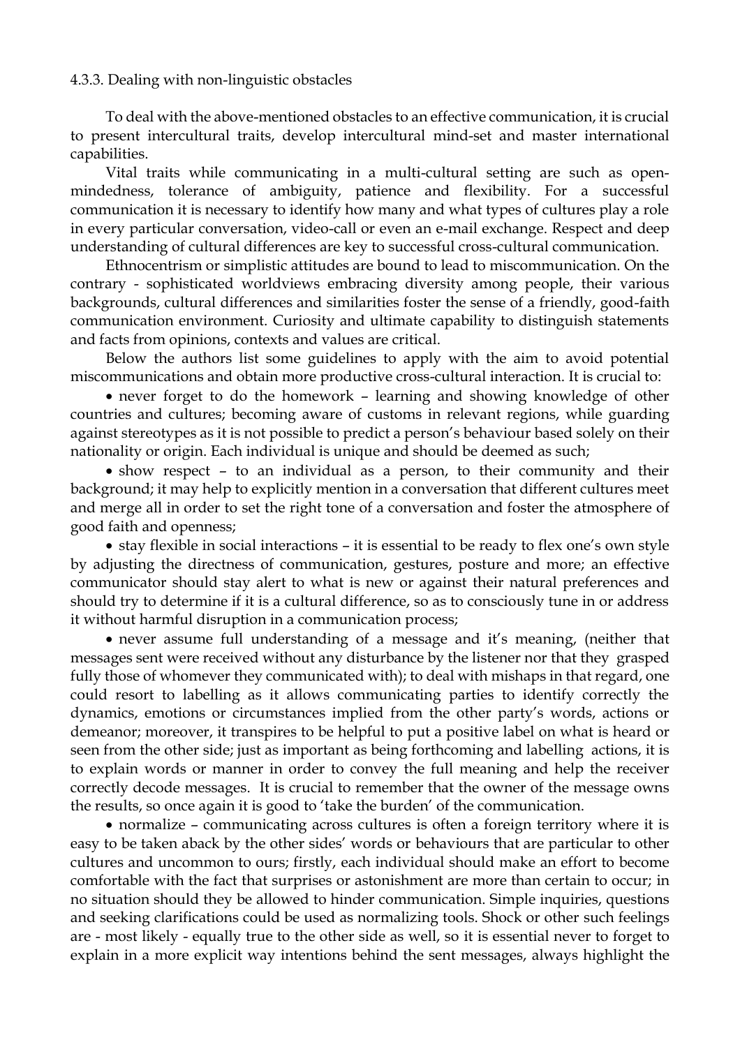4.3.3. Dealing with non-linguistic obstacles

To deal with the above-mentioned obstacles to an effective communication, it is crucial to present intercultural traits, develop intercultural mind-set and master international capabilities.

Vital traits while communicating in a multi-cultural setting are such as open-mindedness, tolerance of ambiguity, patience and flexibility. For a successful communication it is necessary to identify how many and what types of cultures play a role in every particular conversation, video-call or even an e-mail exchange. Respect and deep understanding of cultural differences are key to successful cross-cultural communication.

Ethnocentrism or simplistic attitudes are bound to lead to miscommunication. On the contrary - sophisticated worldviews embracing diversity among people, their various backgrounds, cultural differences and similarities foster the sense of a friendly, good-faith communication environment. Curiosity and ultimate capability to distinguish statements and facts from opinions, contexts and values are critical.

Below the authors list some guidelines to apply with the aim to avoid potential miscommunications and obtain more productive cross-cultural interaction. It is crucial to:

- never forget to do the homework – learning and showing knowledge of other countries and cultures; becoming aware of customs in relevant regions, while guarding against stereotypes as it is not possible to predict a person's behaviour based solely on their nationality or origin. Each individual is unique and should be deemed as such;
- show respect – to an individual as a person, to their community and their background; it may help to explicitly mention in a conversation that different cultures meet and merge all in order to set the right tone of a conversation and foster the atmosphere of good faith and openness;
- stay flexible in social interactions – it is essential to be ready to flex one's own style by adjusting the directness of communication, gestures, posture and more; an effective communicator should stay alert to what is new or against their natural preferences and should try to determine if it is a cultural difference, so as to consciously tune in or address it without harmful disruption in a communication process;
- never assume full understanding of a message and it's meaning, (neither that messages sent were received without any disturbance by the listener nor that they grasped fully those of whomever they communicated with); to deal with mishaps in that regard, one could resort to labelling as it allows communicating parties to identify correctly the dynamics, emotions or circumstances implied from the other party's words, actions or demeanor; moreover, it transpires to be helpful to put a positive label on what is heard or seen from the other side; just as important as being forthcoming and labelling actions, it is to explain words or manner in order to convey the full meaning and help the receiver correctly decode messages. It is crucial to remember that the owner of the message owns the results, so once again it is good to 'take the burden' of the communication.
- normalize – communicating across cultures is often a foreign territory where it is easy to be taken aback by the other sides' words or behaviours that are particular to other cultures and uncommon to ours; firstly, each individual should make an effort to become comfortable with the fact that surprises or astonishment are more than certain to occur; in no situation should they be allowed to hinder communication. Simple inquiries, questions and seeking clarifications could be used as normalizing tools. Shock or other such feelings are - most likely - equally true to the other side as well, so it is essential never to forget to explain in a more explicit way intentions behind the sent messages, always highlight the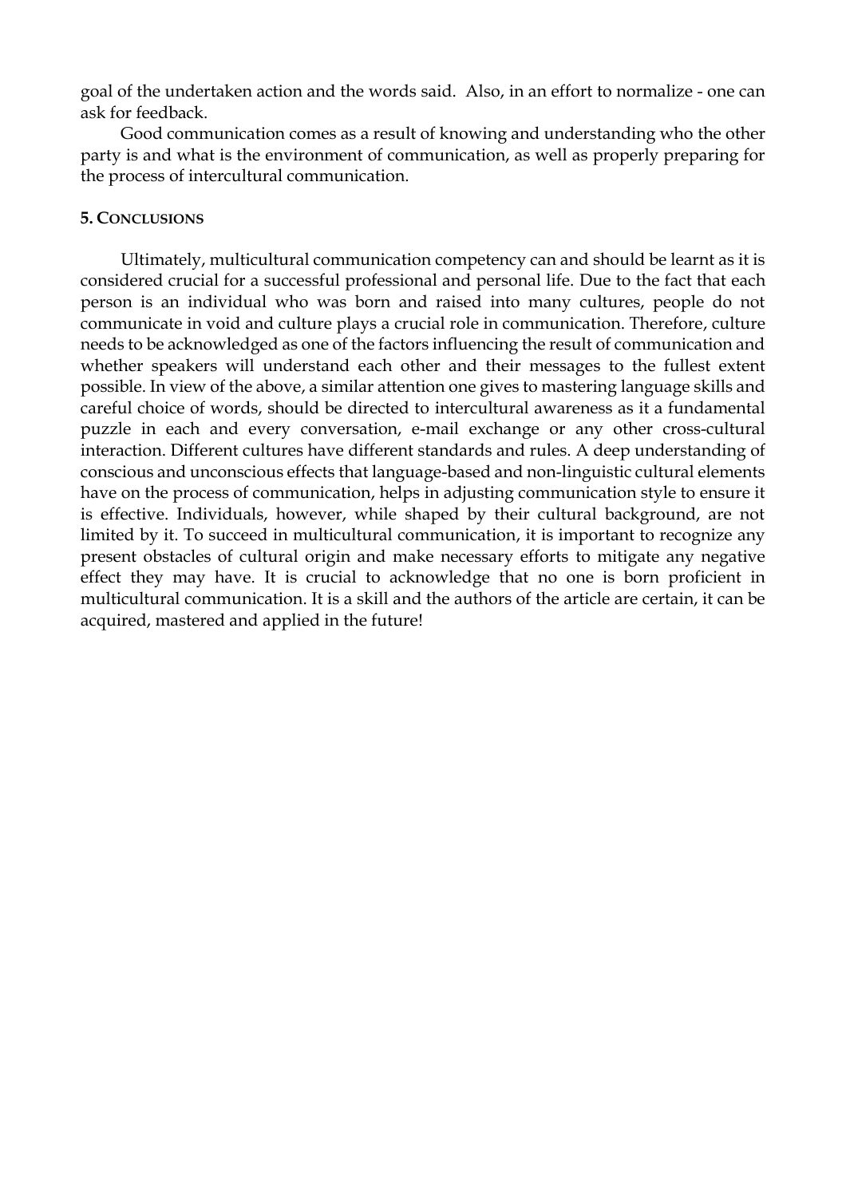goal of the undertaken action and the words said. Also, in an effort to normalize - one can ask for feedback.

Good communication comes as a result of knowing and understanding who the other party is and what is the environment of communication, as well as properly preparing for the process of intercultural communication.

## 5. CONCLUSIONS

Ultimately, multicultural communication competency can and should be learnt as it is considered crucial for a successful professional and personal life. Due to the fact that each person is an individual who was born and raised into many cultures, people do not communicate in void and culture plays a crucial role in communication. Therefore, culture needs to be acknowledged as one of the factors influencing the result of communication and whether speakers will understand each other and their messages to the fullest extent possible. In view of the above, a similar attention one gives to mastering language skills and careful choice of words, should be directed to intercultural awareness as it a fundamental puzzle in each and every conversation, e-mail exchange or any other cross-cultural interaction. Different cultures have different standards and rules. A deep understanding of conscious and unconscious effects that language-based and non-linguistic cultural elements have on the process of communication, helps in adjusting communication style to ensure it is effective. Individuals, however, while shaped by their cultural background, are not limited by it. To succeed in multicultural communication, it is important to recognize any present obstacles of cultural origin and make necessary efforts to mitigate any negative effect they may have. It is crucial to acknowledge that no one is born proficient in multicultural communication. It is a skill and the authors of the article are certain, it can be acquired, mastered and applied in the future!